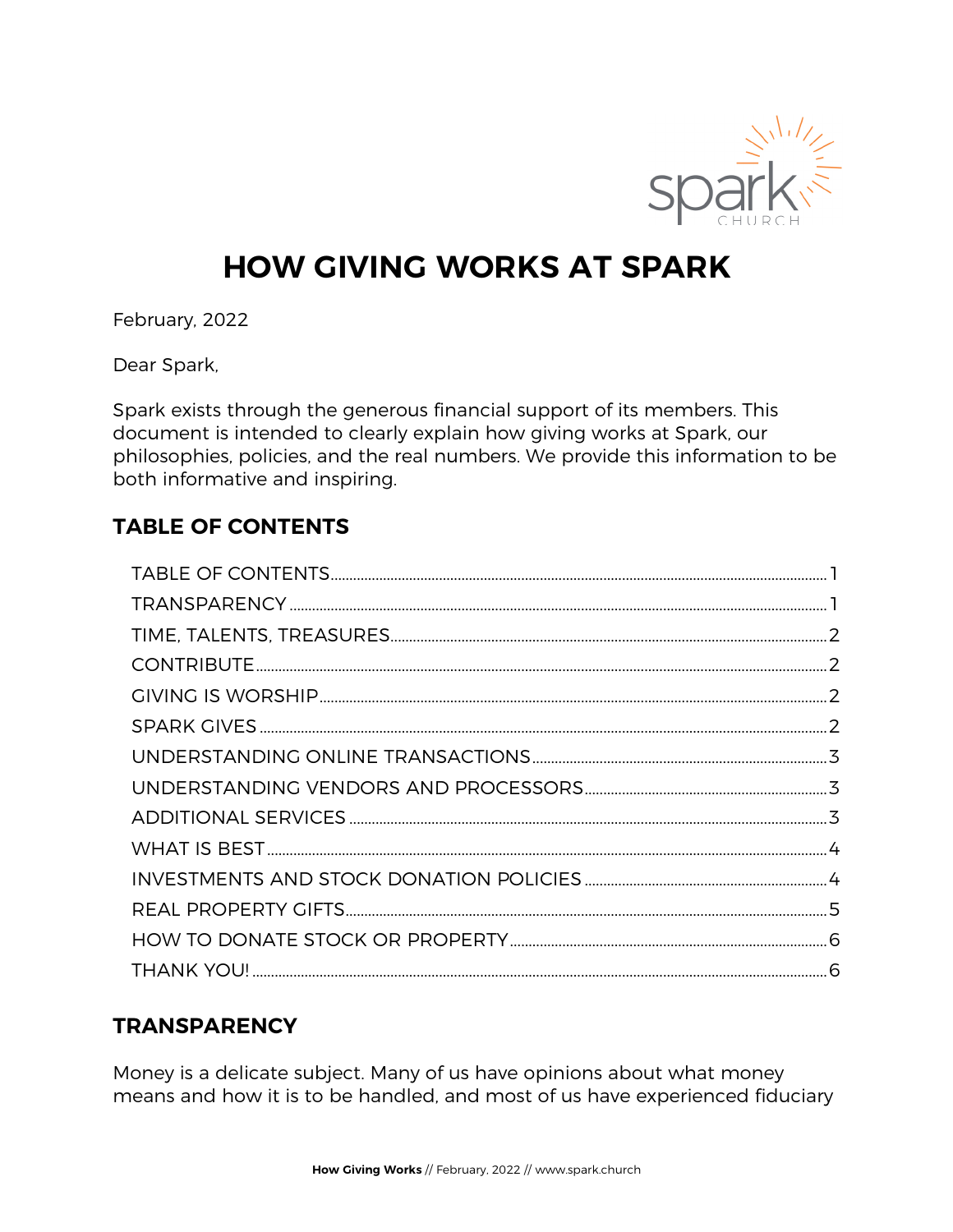# HOW GIVING WORKS AT SPARK

February, 2022

Dear Spark,

Spark exists through the generous financial support of its members. This document is intended to clearly explain how giving works at Spark, our philosophies, policies, and the real numbers. We provide this information to be both informative and inspiring.

## TABLE OF CONTENTS

- TABLE OF CONTENTS ........ 1
- TRANSPARENCY ........ 1
- TIME, TALENTS, TREASURES ........ 2
- CONTRIBUTE ........ 2
- GIVING IS WORSHIP ........ 2
- SPARK GIVES ........ 2
- UNDERSTANDING ONLINE TRANSACTIONS ........ 3
- UNDERSTANDING VENDORS AND PROCESSORS ........ 3
- ADDITIONAL SERVICES ........ 3
- WHAT IS BEST ........ 4
- INVESTMENTS AND STOCK DONATION POLICIES ........ 4
- REAL PROPERTY GIFTS ........ 5
- HOW TO DONATE STOCK OR PROPERTY ........ 6
- THANK YOU! ........ 6

## TRANSPARENCY

Money is a delicate subject. Many of us have opinions about what money means and how it is to be handled, and most of us have experienced fiduciary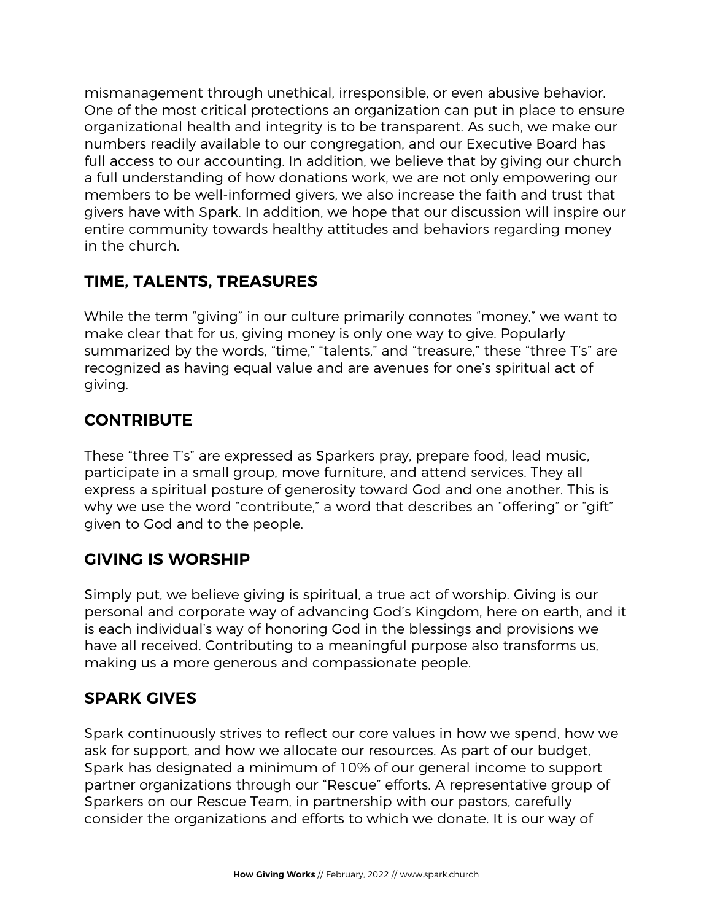mismanagement through unethical, irresponsible, or even abusive behavior. One of the most critical protections an organization can put in place to ensure organizational health and integrity is to be transparent. As such, we make our numbers readily available to our congregation, and our Executive Board has full access to our accounting. In addition, we believe that by giving our church a full understanding of how donations work, we are not only empowering our members to be well-informed givers, we also increase the faith and trust that givers have with Spark. In addition, we hope that our discussion will inspire our entire community towards healthy attitudes and behaviors regarding money in the church.

## TIME, TALENTS, TREASURES

While the term "giving" in our culture primarily connotes "money," we want to make clear that for us, giving money is only one way to give. Popularly summarized by the words, "time," "talents," and "treasure," these "three T's" are recognized as having equal value and are avenues for one's spiritual act of giving.

## CONTRIBUTE

These "three T's" are expressed as Sparkers pray, prepare food, lead music, participate in a small group, move furniture, and attend services. They all express a spiritual posture of generosity toward God and one another. This is why we use the word "contribute," a word that describes an "offering" or "gift" given to God and to the people.

## GIVING IS WORSHIP

Simply put, we believe giving is spiritual, a true act of worship. Giving is our personal and corporate way of advancing God's Kingdom, here on earth, and it is each individual's way of honoring God in the blessings and provisions we have all received. Contributing to a meaningful purpose also transforms us, making us a more generous and compassionate people.

## SPARK GIVES

Spark continuously strives to reflect our core values in how we spend, how we ask for support, and how we allocate our resources. As part of our budget, Spark has designated a minimum of 10% of our general income to support partner organizations through our "Rescue" efforts. A representative group of Sparkers on our Rescue Team, in partnership with our pastors, carefully consider the organizations and efforts to which we donate. It is our way of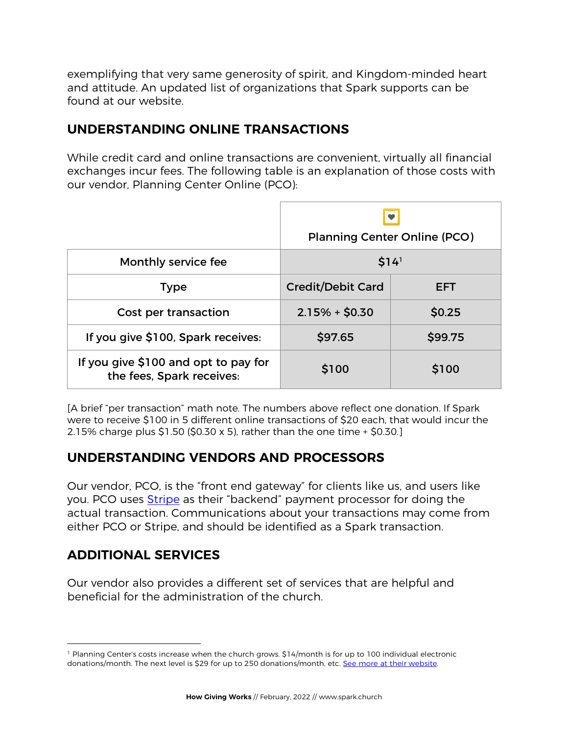exemplifying that very same generosity of spirit, and Kingdom-minded heart and attitude. An updated list of organizations that Spark supports can be found at our website.

## UNDERSTANDING ONLINE TRANSACTIONS

While credit card and online transactions are convenient, virtually all financial exchanges incur fees. The following table is an explanation of those costs with our vendor, Planning Center Online (PCO):

| | Planning Center Online (PCO) | |
|---|---|---|
| Monthly service fee | $14[1] | |
| Type | Credit/Debit Card | EFT |
| Cost per transaction | 2.15% + $0.30 | $0.25 |
| If you give $100, Spark receives: | $97.65 | $99.75 |
| If you give $100 and opt to pay for the fees, Spark receives: | $100 | $100 |

[A brief "per transaction" math note. The numbers above reflect one donation. If Spark were to receive $100 in 5 different online transactions of $20 each, that would incur the 2.15% charge plus $1.50 ($0.30 x 5), rather than the one time + $0.30.]

## UNDERSTANDING VENDORS AND PROCESSORS

Our vendor, PCO, is the "front end gateway" for clients like us, and users like you. PCO uses Stripe as their "backend" payment processor for doing the actual transaction. Communications about your transactions may come from either PCO or Stripe, and should be identified as a Spark transaction.

## ADDITIONAL SERVICES

Our vendor also provides a different set of services that are helpful and beneficial for the administration of the church.

---

[1] Planning Center's costs increase when the church grows. $14/month is for up to 100 individual electronic donations/month. The next level is $29 for up to 250 donations/month, etc. See more at their website.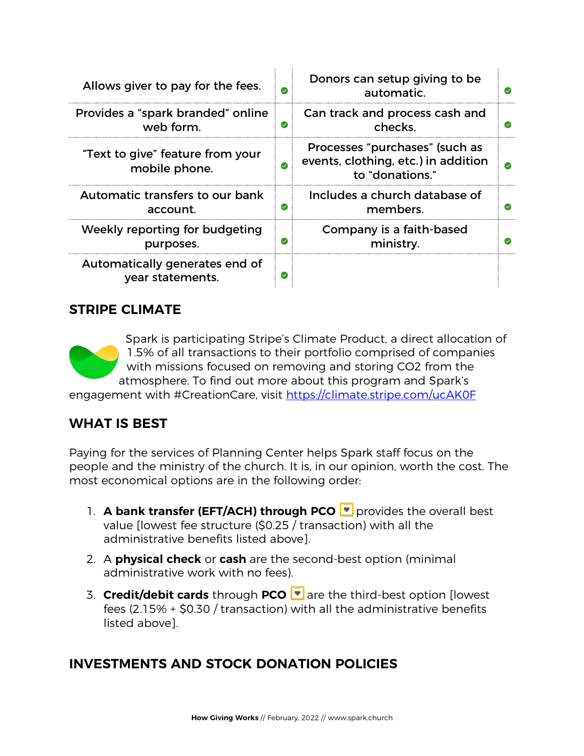| Allows giver to pay for the fees. | ✅ | Donors can setup giving to be automatic. | ✅ |
|---|---|---|---|
| Provides a “spark branded” online web form. | ✅ | Can track and process cash and checks. | ✅ |
| “Text to give” feature from your mobile phone. | ✅ | Processes “purchases” (such as events, clothing, etc.) in addition to “donations.” | ✅ |
| Automatic transfers to our bank account. | ✅ | Includes a church database of members. | ✅ |
| Weekly reporting for budgeting purposes. | ✅ | Company is a faith-based ministry. | ✅ |
| Automatically generates end of year statements. | ✅ | | |

## STRIPE CLIMATE

Spark is participating Stripe’s Climate Product, a direct allocation of 1.5% of all transactions to their portfolio comprised of companies with missions focused on removing and storing $CO_2$ from the atmosphere. To find out more about this program and Spark’s engagement with #CreationCare, visit https://climate.stripe.com/ucAK0F

## WHAT IS BEST

Paying for the services of Planning Center helps Spark staff focus on the people and the ministry of the church. It is, in our opinion, worth the cost. The most economical options are in the following order:

1. **A bank transfer (EFT/ACH) through PCO** provides the overall best value [lowest fee structure ($0.25 / transaction) with all the administrative benefits listed above].
2. A **physical check** or **cash** are the second-best option (minimal administrative work with no fees).
3. **Credit/debit cards** through **PCO** are the third-best option [lowest fees (2.15% + $0.30 / transaction) with all the administrative benefits listed above].

## INVESTMENTS AND STOCK DONATION POLICIES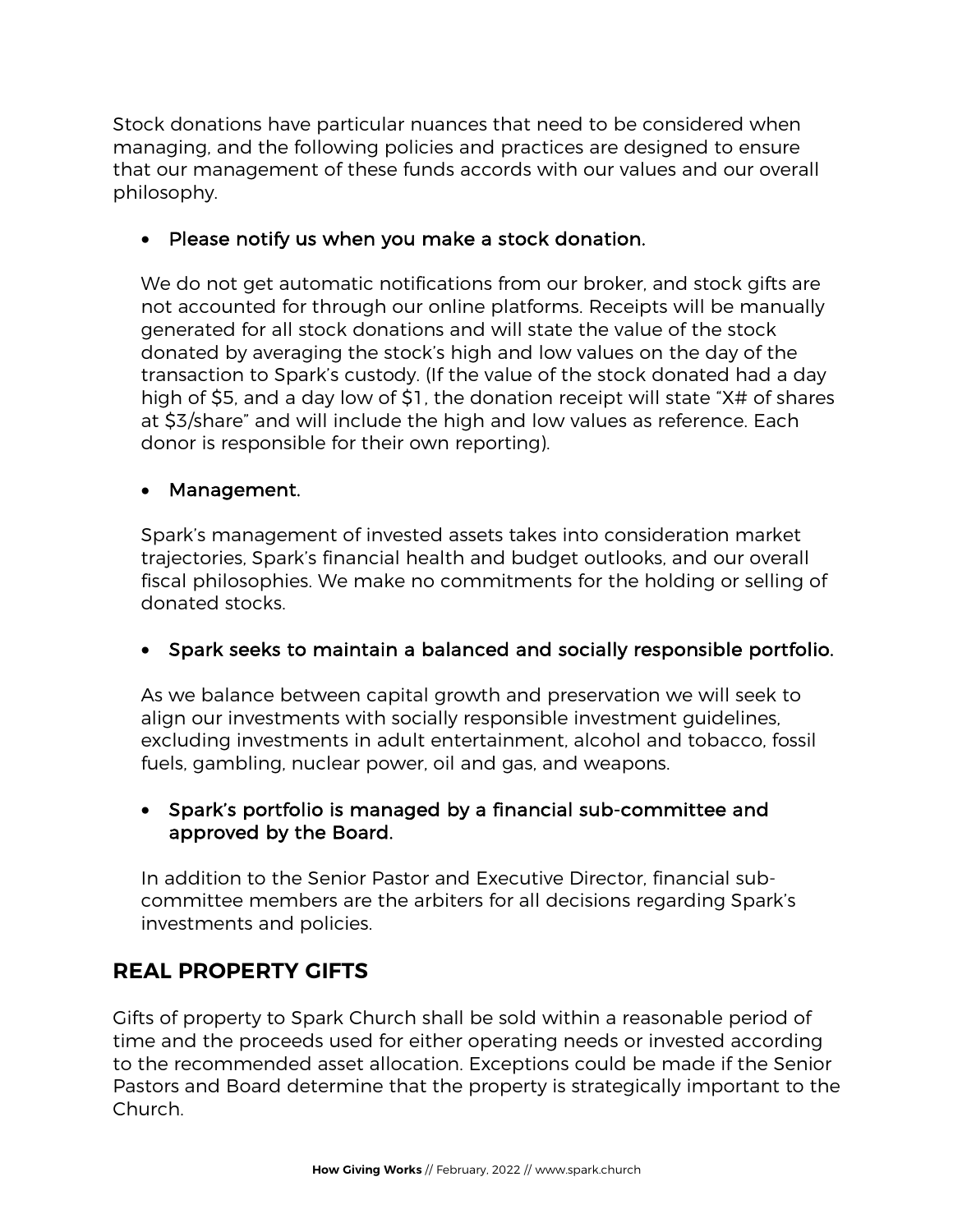Stock donations have particular nuances that need to be considered when managing, and the following policies and practices are designed to ensure that our management of these funds accords with our values and our overall philosophy.

- Please notify us when you make a stock donation.

  We do not get automatic notifications from our broker, and stock gifts are not accounted for through our online platforms. Receipts will be manually generated for all stock donations and will state the value of the stock donated by averaging the stock's high and low values on the day of the transaction to Spark's custody. (If the value of the stock donated had a day high of $5, and a day low of $1, the donation receipt will state "X# of shares at $3/share" and will include the high and low values as reference. Each donor is responsible for their own reporting).

- Management.

  Spark's management of invested assets takes into consideration market trajectories, Spark's financial health and budget outlooks, and our overall fiscal philosophies. We make no commitments for the holding or selling of donated stocks.

- Spark seeks to maintain a balanced and socially responsible portfolio.

  As we balance between capital growth and preservation we will seek to align our investments with socially responsible investment guidelines, excluding investments in adult entertainment, alcohol and tobacco, fossil fuels, gambling, nuclear power, oil and gas, and weapons.

- Spark's portfolio is managed by a financial sub-committee and approved by the Board.

  In addition to the Senior Pastor and Executive Director, financial sub-committee members are the arbiters for all decisions regarding Spark's investments and policies.

## REAL PROPERTY GIFTS

Gifts of property to Spark Church shall be sold within a reasonable period of time and the proceeds used for either operating needs or invested according to the recommended asset allocation. Exceptions could be made if the Senior Pastors and Board determine that the property is strategically important to the Church.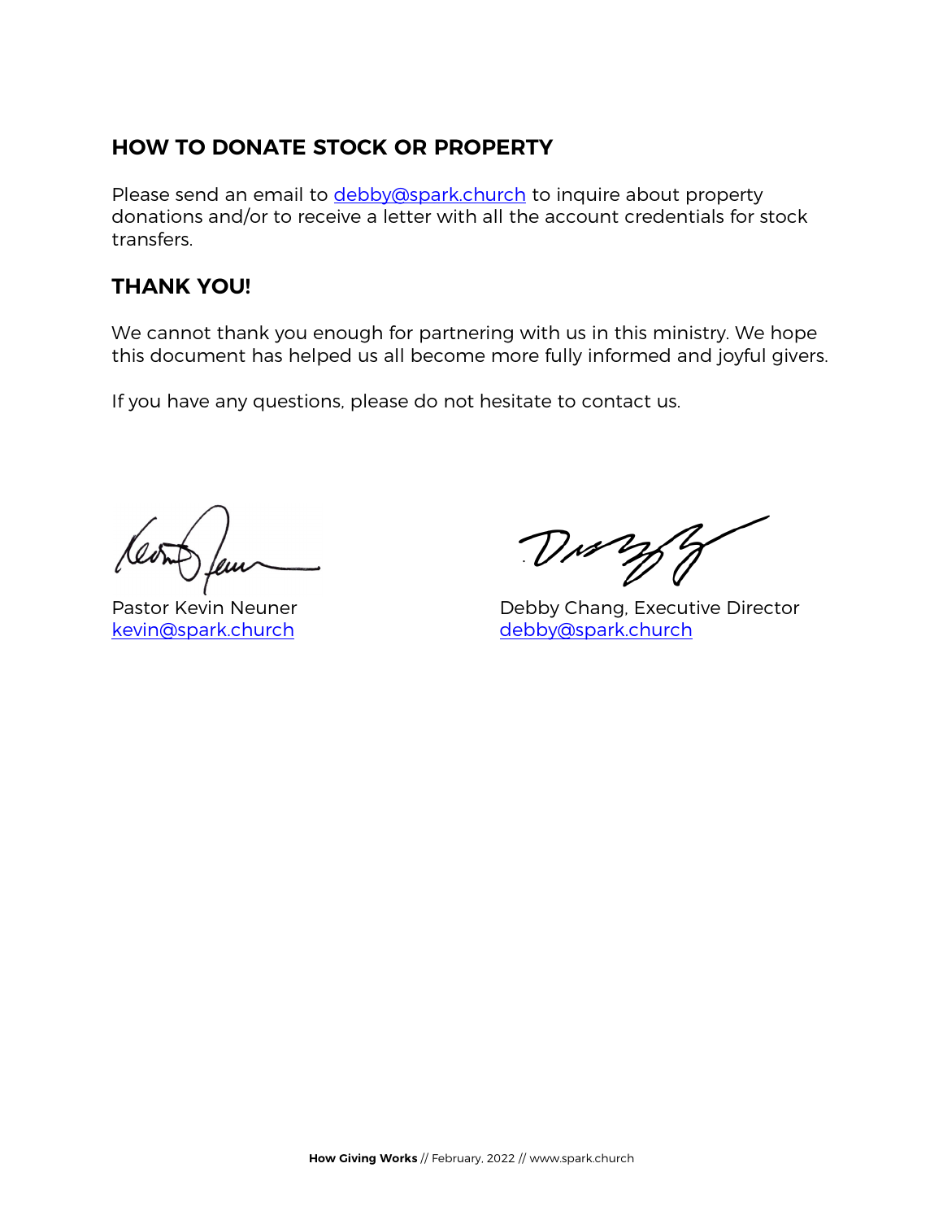## HOW TO DONATE STOCK OR PROPERTY

Please send an email to debby@spark.church to inquire about property donations and/or to receive a letter with all the account credentials for stock transfers.

## THANK YOU!

We cannot thank you enough for partnering with us in this ministry. We hope this document has helped us all become more fully informed and joyful givers.

If you have any questions, please do not hesitate to contact us.

Pastor Kevin Neuner
kevin@spark.church

Debby Chang, Executive Director
debby@spark.church